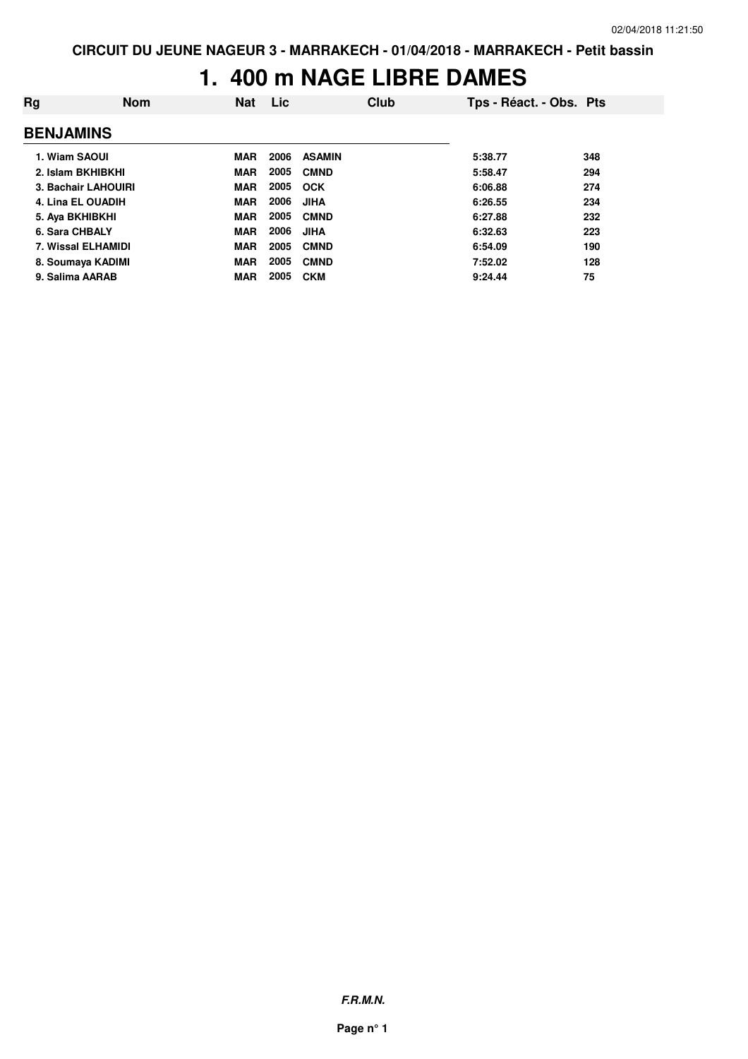CIRCUIT DU JEUNE NAGEUR 3 - MARRAKECH - 01/04/2018 - MARRAKECH - Petit bassin

# 1. 400 m NAGE LIBRE DAMES

| Rg | Nom | Nat | Lic | Club | Tps - Réact. - Obs. | Pts |
|---|---|---|---|---|---|---|
| **BENJAMINS** | | | | | | |
| 1. | Wiam SAOUI | MAR | 2006 | ASAMIN | 5:38.77 | 348 |
| 2. | Islam BKHIBKHI | MAR | 2005 | CMND | 5:58.47 | 294 |
| 3. | Bachair LAHOUIRI | MAR | 2005 | OCK | 6:06.88 | 274 |
| 4. | Lina EL OUADIH | MAR | 2006 | JIHA | 6:26.55 | 234 |
| 5. | Aya BKHIBKHI | MAR | 2005 | CMND | 6:27.88 | 232 |
| 6. | Sara CHBALY | MAR | 2006 | JIHA | 6:32.63 | 223 |
| 7. | Wissal ELHAMIDI | MAR | 2005 | CMND | 6:54.09 | 190 |
| 8. | Soumaya KADIMI | MAR | 2005 | CMND | 7:52.02 | 128 |
| 9. | Salima AARAB | MAR | 2005 | CKM | 9:24.44 | 75 |

*F.R.M.N.*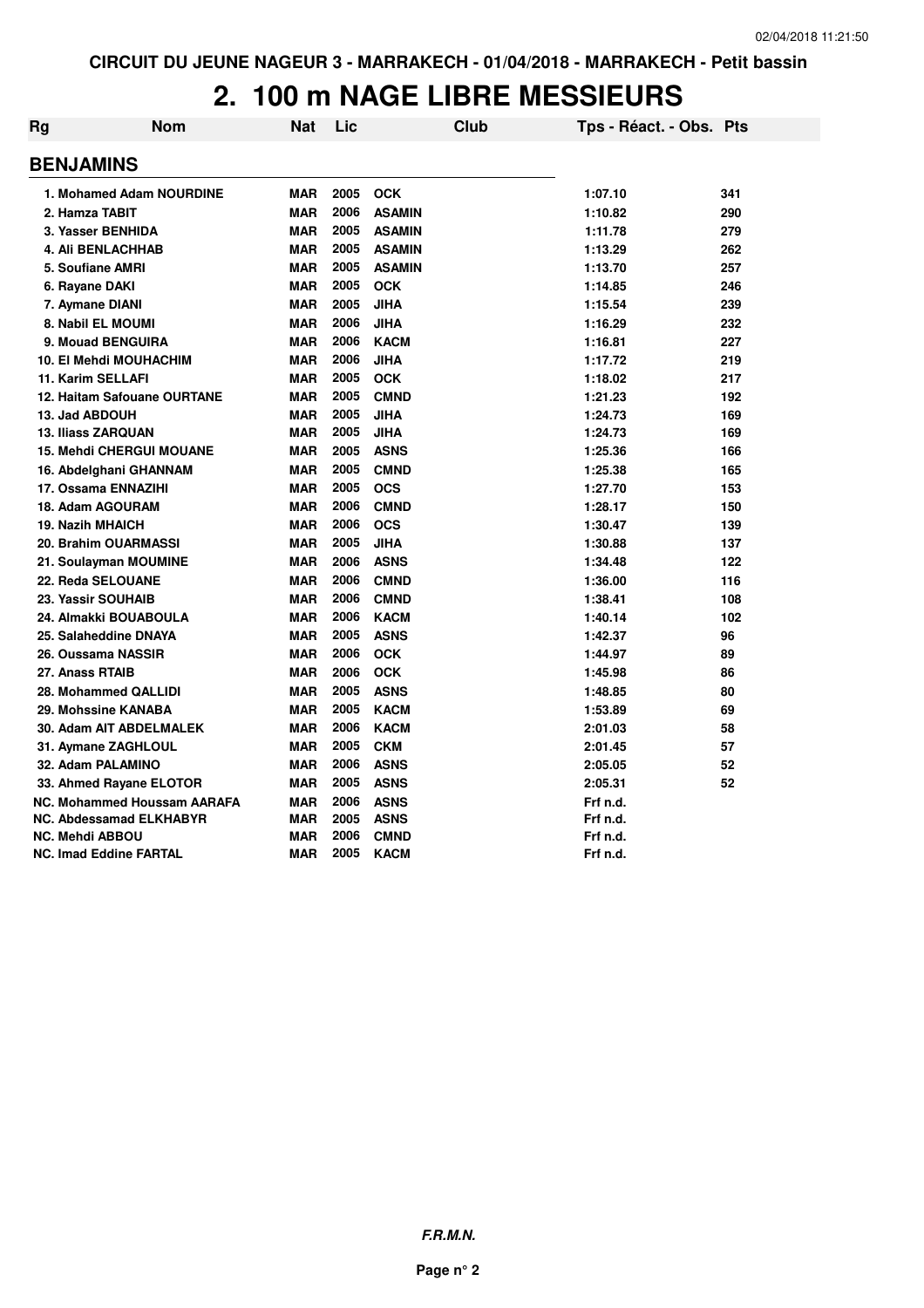CIRCUIT DU JEUNE NAGEUR 3 - MARRAKECH - 01/04/2018 - MARRAKECH - Petit bassin

# 2. 100 m NAGE LIBRE MESSIEURS

| Rg | Nom | Nat | Lic | Club | Tps - Réact. - Obs. | Pts |
|---|---|---|---|---|---|---|
| **BENJAMINS** | | | | | | |
| 1. | Mohamed Adam NOURDINE | MAR | 2005 | OCK | 1:07.10 | 341 |
| 2. | Hamza TABIT | MAR | 2006 | ASAMIN | 1:10.82 | 290 |
| 3. | Yasser BENHIDA | MAR | 2005 | ASAMIN | 1:11.78 | 279 |
| 4. | Ali BENLACHHAB | MAR | 2005 | ASAMIN | 1:13.29 | 262 |
| 5. | Soufiane AMRI | MAR | 2005 | ASAMIN | 1:13.70 | 257 |
| 6. | Rayane DAKI | MAR | 2005 | OCK | 1:14.85 | 246 |
| 7. | Aymane DIANI | MAR | 2005 | JIHA | 1:15.54 | 239 |
| 8. | Nabil EL MOUMI | MAR | 2006 | JIHA | 1:16.29 | 232 |
| 9. | Mouad BENGUIRA | MAR | 2006 | KACM | 1:16.81 | 227 |
| 10. | El Mehdi MOUHACHIM | MAR | 2006 | JIHA | 1:17.72 | 219 |
| 11. | Karim SELLAFI | MAR | 2005 | OCK | 1:18.02 | 217 |
| 12. | Haitam Safouane OURTANE | MAR | 2005 | CMND | 1:21.23 | 192 |
| 13. | Jad ABDOUH | MAR | 2005 | JIHA | 1:24.73 | 169 |
| 13. | Iliass ZARQUAN | MAR | 2005 | JIHA | 1:24.73 | 169 |
| 15. | Mehdi CHERGUI MOUANE | MAR | 2005 | ASNS | 1:25.36 | 166 |
| 16. | Abdelghani GHANNAM | MAR | 2005 | CMND | 1:25.38 | 165 |
| 17. | Ossama ENNAZIHI | MAR | 2005 | OCS | 1:27.70 | 153 |
| 18. | Adam AGOURAM | MAR | 2006 | CMND | 1:28.17 | 150 |
| 19. | Nazih MHAICH | MAR | 2006 | OCS | 1:30.47 | 139 |
| 20. | Brahim OUARMASSI | MAR | 2005 | JIHA | 1:30.88 | 137 |
| 21. | Soulayman MOUMINE | MAR | 2006 | ASNS | 1:34.48 | 122 |
| 22. | Reda SELOUANE | MAR | 2006 | CMND | 1:36.00 | 116 |
| 23. | Yassir SOUHAIB | MAR | 2006 | CMND | 1:38.41 | 108 |
| 24. | Almakki BOUABOULA | MAR | 2006 | KACM | 1:40.14 | 102 |
| 25. | Salaheddine DNAYA | MAR | 2005 | ASNS | 1:42.37 | 96 |
| 26. | Oussama NASSIR | MAR | 2006 | OCK | 1:44.97 | 89 |
| 27. | Anass RTAIB | MAR | 2006 | OCK | 1:45.98 | 86 |
| 28. | Mohammed QALLIDI | MAR | 2005 | ASNS | 1:48.85 | 80 |
| 29. | Mohssine KANABA | MAR | 2005 | KACM | 1:53.89 | 69 |
| 30. | Adam AIT ABDELMALEK | MAR | 2006 | KACM | 2:01.03 | 58 |
| 31. | Aymane ZAGHLOUL | MAR | 2005 | CKM | 2:01.45 | 57 |
| 32. | Adam PALAMINO | MAR | 2006 | ASNS | 2:05.05 | 52 |
| 33. | Ahmed Rayane ELOTOR | MAR | 2005 | ASNS | 2:05.31 | 52 |
| NC. | Mohammed Houssam AARAFA | MAR | 2006 | ASNS | Frf n.d. | |
| NC. | Abdessamad ELKHABYR | MAR | 2005 | ASNS | Frf n.d. | |
| NC. | Mehdi ABBOU | MAR | 2006 | CMND | Frf n.d. | |
| NC. | Imad Eddine FARTAL | MAR | 2005 | KACM | Frf n.d. | |

*F.R.M.N.*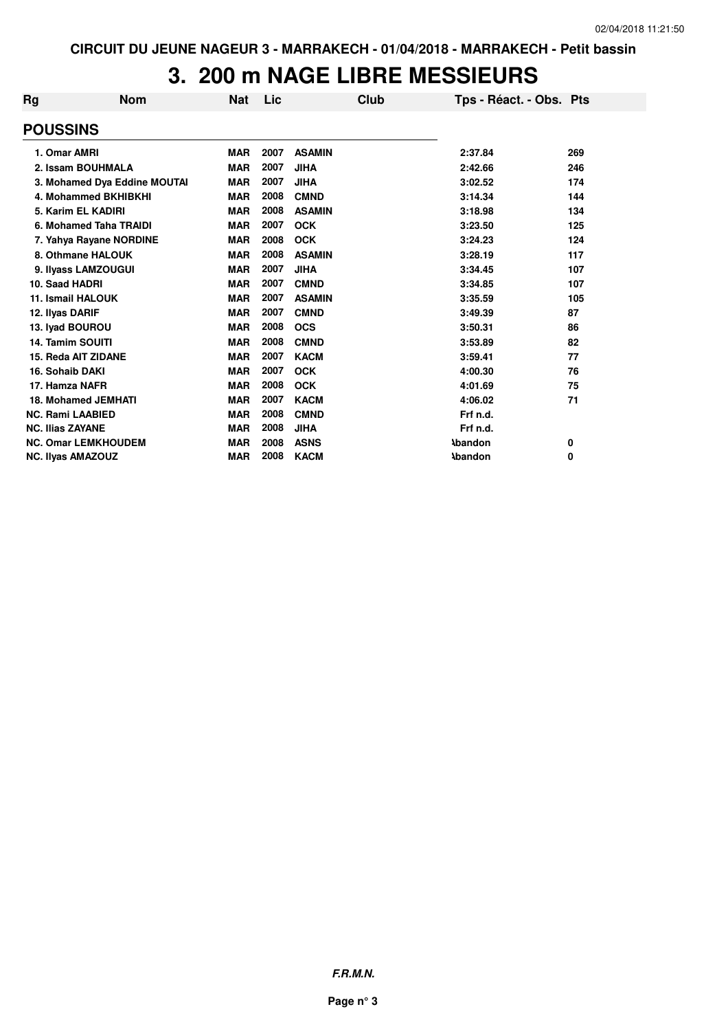# 3. 200 m NAGE LIBRE MESSIEURS

| Rg | Nom | Nat | Lic | Club | Tps - Réact. - Obs. | Pts |
|---|---|---|---|---|---|---|
| **POUSSINS** | | | | | | |
| 1. | Omar AMRI | MAR | 2007 | ASAMIN | 2:37.84 | 269 |
| 2. | Issam BOUHMALA | MAR | 2007 | JIHA | 2:42.66 | 246 |
| 3. | Mohamed Dya Eddine MOUTAI | MAR | 2007 | JIHA | 3:02.52 | 174 |
| 4. | Mohammed BKHIBKHI | MAR | 2008 | CMND | 3:14.34 | 144 |
| 5. | Karim EL KADIRI | MAR | 2008 | ASAMIN | 3:18.98 | 134 |
| 6. | Mohamed Taha TRAIDI | MAR | 2007 | OCK | 3:23.50 | 125 |
| 7. | Yahya Rayane NORDINE | MAR | 2008 | OCK | 3:24.23 | 124 |
| 8. | Othmane HALOUK | MAR | 2008 | ASAMIN | 3:28.19 | 117 |
| 9. | Ilyass LAMZOUGUI | MAR | 2007 | JIHA | 3:34.45 | 107 |
| 10. | Saad HADRI | MAR | 2007 | CMND | 3:34.85 | 107 |
| 11. | Ismail HALOUK | MAR | 2007 | ASAMIN | 3:35.59 | 105 |
| 12. | Ilyas DARIF | MAR | 2007 | CMND | 3:49.39 | 87 |
| 13. | Iyad BOUROU | MAR | 2008 | OCS | 3:50.31 | 86 |
| 14. | Tamim SOUITI | MAR | 2008 | CMND | 3:53.89 | 82 |
| 15. | Reda AIT ZIDANE | MAR | 2007 | KACM | 3:59.41 | 77 |
| 16. | Sohaib DAKI | MAR | 2007 | OCK | 4:00.30 | 76 |
| 17. | Hamza NAFR | MAR | 2008 | OCK | 4:01.69 | 75 |
| 18. | Mohamed JEMHATI | MAR | 2007 | KACM | 4:06.02 | 71 |
| NC. | Rami LAABIED | MAR | 2008 | CMND | Frf n.d. | |
| NC. | Ilias ZAYANE | MAR | 2008 | JIHA | Frf n.d. | |
| NC. | Omar LEMKHOUDEM | MAR | 2008 | ASNS | Abandon | 0 |
| NC. | Ilyas AMAZOUZ | MAR | 2008 | KACM | Abandon | 0 |

*F.R.M.N.*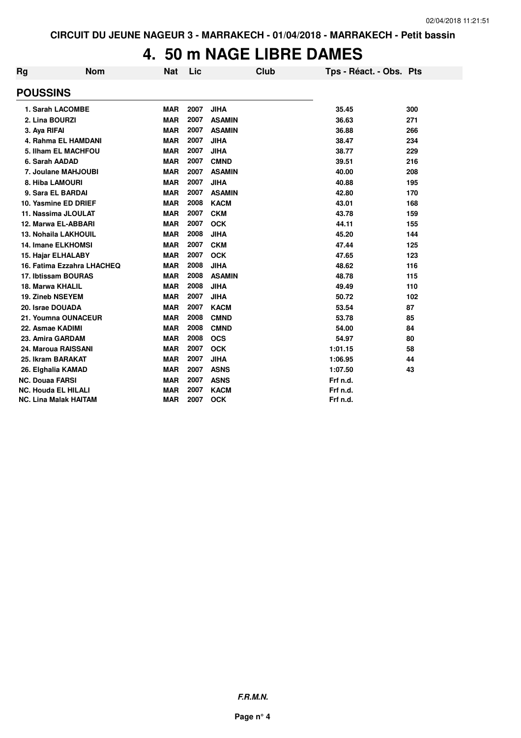# 4. 50 m NAGE LIBRE DAMES

| Rg | Nom | Nat | Lic | Club | Tps - Réact. - Obs. | Pts |
|---|---|---|---|---|---|---|
| **POUSSINS** | | | | | | |
| 1. Sarah LACOMBE | | MAR | 2007 | JIHA | 35.45 | 300 |
| 2. Lina BOURZI | | MAR | 2007 | ASAMIN | 36.63 | 271 |
| 3. Aya RIFAI | | MAR | 2007 | ASAMIN | 36.88 | 266 |
| 4. Rahma EL HAMDANI | | MAR | 2007 | JIHA | 38.47 | 234 |
| 5. Ilham EL MACHFOU | | MAR | 2007 | JIHA | 38.77 | 229 |
| 6. Sarah AADAD | | MAR | 2007 | CMND | 39.51 | 216 |
| 7. Joulane MAHJOUBI | | MAR | 2007 | ASAMIN | 40.00 | 208 |
| 8. Hiba LAMOURI | | MAR | 2007 | JIHA | 40.88 | 195 |
| 9. Sara EL BARDAI | | MAR | 2007 | ASAMIN | 42.80 | 170 |
| 10. Yasmine ED DRIEF | | MAR | 2008 | KACM | 43.01 | 168 |
| 11. Nassima JLOULAT | | MAR | 2007 | CKM | 43.78 | 159 |
| 12. Marwa EL-ABBARI | | MAR | 2007 | OCK | 44.11 | 155 |
| 13. Nohaila LAKHOUIL | | MAR | 2008 | JIHA | 45.20 | 144 |
| 14. Imane ELKHOMSI | | MAR | 2007 | CKM | 47.44 | 125 |
| 15. Hajar ELHALABY | | MAR | 2007 | OCK | 47.65 | 123 |
| 16. Fatima Ezzahra LHACHEQ | | MAR | 2008 | JIHA | 48.62 | 116 |
| 17. Ibtissam BOURAS | | MAR | 2008 | ASAMIN | 48.78 | 115 |
| 18. Marwa KHALIL | | MAR | 2008 | JIHA | 49.49 | 110 |
| 19. Zineb NSEYEM | | MAR | 2007 | JIHA | 50.72 | 102 |
| 20. Israe DOUADA | | MAR | 2007 | KACM | 53.54 | 87 |
| 21. Youmna OUNACEUR | | MAR | 2008 | CMND | 53.78 | 85 |
| 22. Asmae KADIMI | | MAR | 2008 | CMND | 54.00 | 84 |
| 23. Amira GARDAM | | MAR | 2008 | OCS | 54.97 | 80 |
| 24. Maroua RAISSANI | | MAR | 2007 | OCK | 1:01.15 | 58 |
| 25. Ikram BARAKAT | | MAR | 2007 | JIHA | 1:06.95 | 44 |
| 26. Elghalia KAMAD | | MAR | 2007 | ASNS | 1:07.50 | 43 |
| NC. Douaa FARSI | | MAR | 2007 | ASNS | Frf n.d. | |
| NC. Houda EL HILALI | | MAR | 2007 | KACM | Frf n.d. | |
| NC. Lina Malak HAITAM | | MAR | 2007 | OCK | Frf n.d. | |

***F.R.M.N.***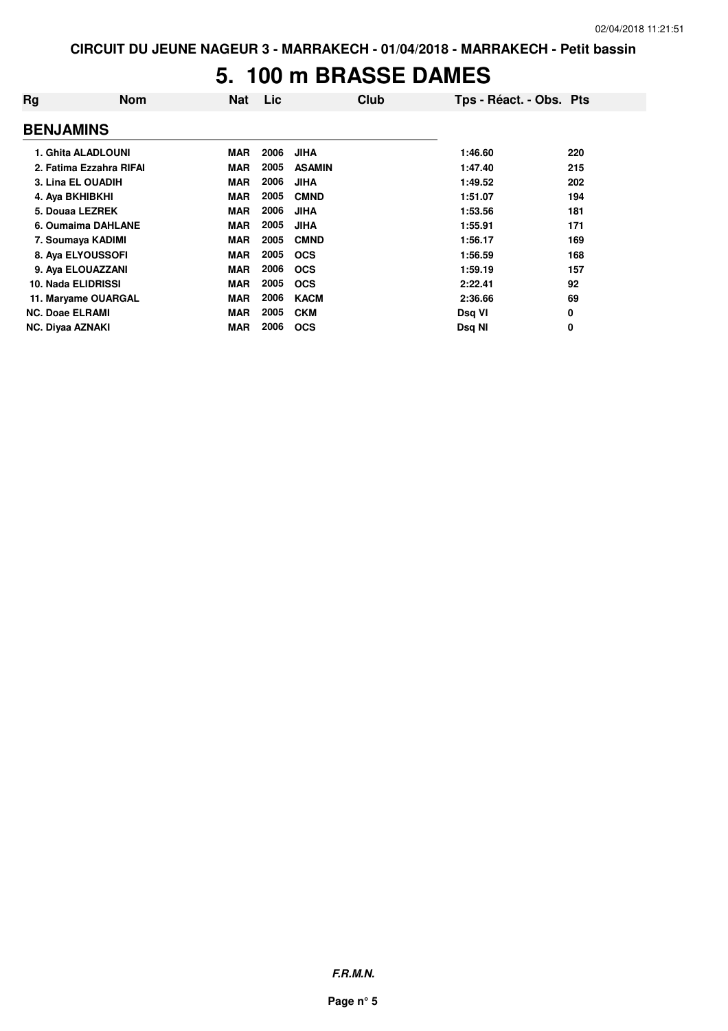# 5. 100 m BRASSE DAMES

| Rg | Nom | Nat | Lic | Club | Tps - Réact. - Obs. | Pts |
|---|---|---|---|---|---|---|
| **BENJAMINS** | | | | | | |
| 1. | Ghita ALADLOUNI | MAR | 2006 | JIHA | 1:46.60 | 220 |
| 2. | Fatima Ezzahra RIFAI | MAR | 2005 | ASAMIN | 1:47.40 | 215 |
| 3. | Lina EL OUADIH | MAR | 2006 | JIHA | 1:49.52 | 202 |
| 4. | Aya BKHIBKHI | MAR | 2005 | CMND | 1:51.07 | 194 |
| 5. | Douaa LEZREK | MAR | 2006 | JIHA | 1:53.56 | 181 |
| 6. | Oumaima DAHLANE | MAR | 2005 | JIHA | 1:55.91 | 171 |
| 7. | Soumaya KADIMI | MAR | 2005 | CMND | 1:56.17 | 169 |
| 8. | Aya ELYOUSSOFI | MAR | 2005 | OCS | 1:56.59 | 168 |
| 9. | Aya ELOUAZZANI | MAR | 2006 | OCS | 1:59.19 | 157 |
| 10. | Nada ELIDRISSI | MAR | 2005 | OCS | 2:22.41 | 92 |
| 11. | Maryame OUARGAL | MAR | 2006 | KACM | 2:36.66 | 69 |
| NC. | Doae ELRAMI | MAR | 2005 | CKM | Dsq VI | 0 |
| NC. | Diyaa AZNAKI | MAR | 2006 | OCS | Dsq NI | 0 |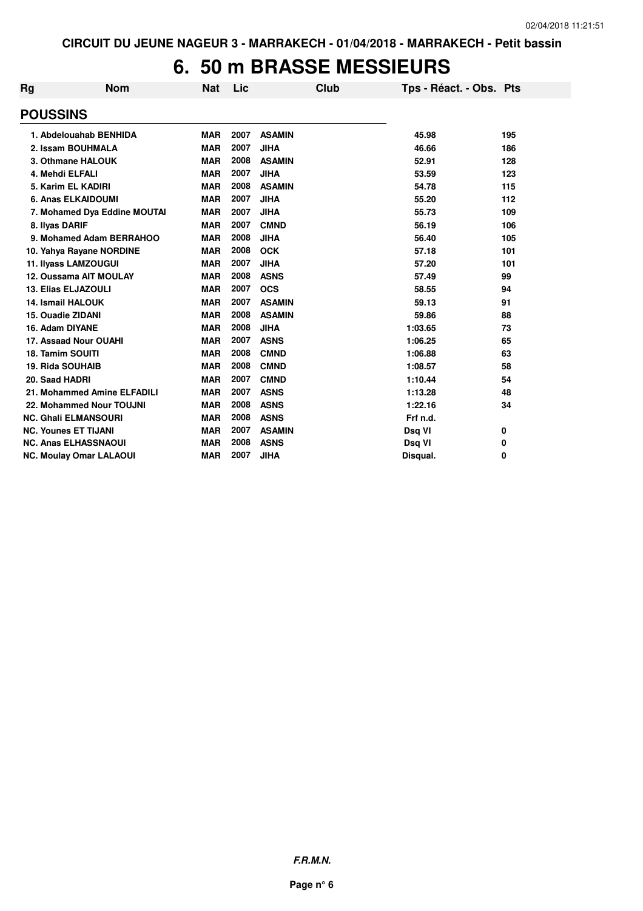CIRCUIT DU JEUNE NAGEUR 3 - MARRAKECH - 01/04/2018 - MARRAKECH - Petit bassin

# 6. 50 m BRASSE MESSIEURS

| Rg | Nom | Nat | Lic | Club | Tps - Réact. - Obs. | Pts |
|---|---|---|---|---|---|---|
| **POUSSINS** | | | | | | |
| 1. | Abdelouahab BENHIDA | MAR | 2007 | ASAMIN | 45.98 | 195 |
| 2. | Issam BOUHMALA | MAR | 2007 | JIHA | 46.66 | 186 |
| 3. | Othmane HALOUK | MAR | 2008 | ASAMIN | 52.91 | 128 |
| 4. | Mehdi ELFALI | MAR | 2007 | JIHA | 53.59 | 123 |
| 5. | Karim EL KADIRI | MAR | 2008 | ASAMIN | 54.78 | 115 |
| 6. | Anas ELKAIDOUMI | MAR | 2007 | JIHA | 55.20 | 112 |
| 7. | Mohamed Dya Eddine MOUTAI | MAR | 2007 | JIHA | 55.73 | 109 |
| 8. | Ilyas DARIF | MAR | 2007 | CMND | 56.19 | 106 |
| 9. | Mohamed Adam BERRAHOO | MAR | 2008 | JIHA | 56.40 | 105 |
| 10. | Yahya Rayane NORDINE | MAR | 2008 | OCK | 57.18 | 101 |
| 11. | Ilyass LAMZOUGUI | MAR | 2007 | JIHA | 57.20 | 101 |
| 12. | Oussama AIT MOULAY | MAR | 2008 | ASNS | 57.49 | 99 |
| 13. | Elias ELJAZOULI | MAR | 2007 | OCS | 58.55 | 94 |
| 14. | Ismail HALOUK | MAR | 2007 | ASAMIN | 59.13 | 91 |
| 15. | Ouadie ZIDANI | MAR | 2008 | ASAMIN | 59.86 | 88 |
| 16. | Adam DIYANE | MAR | 2008 | JIHA | 1:03.65 | 73 |
| 17. | Assaad Nour OUAHI | MAR | 2007 | ASNS | 1:06.25 | 65 |
| 18. | Tamim SOUITI | MAR | 2008 | CMND | 1:06.88 | 63 |
| 19. | Rida SOUHAIB | MAR | 2008 | CMND | 1:08.57 | 58 |
| 20. | Saad HADRI | MAR | 2007 | CMND | 1:10.44 | 54 |
| 21. | Mohammed Amine ELFADILI | MAR | 2007 | ASNS | 1:13.28 | 48 |
| 22. | Mohammed Nour TOUJNI | MAR | 2008 | ASNS | 1:22.16 | 34 |
| NC. | Ghali ELMANSOURI | MAR | 2008 | ASNS | Frf n.d. | |
| NC. | Younes ET TIJANI | MAR | 2007 | ASAMIN | Dsq VI | 0 |
| NC. | Anas ELHASSNAOUI | MAR | 2008 | ASNS | Dsq VI | 0 |
| NC. | Moulay Omar LALAOUI | MAR | 2007 | JIHA | Disqual. | 0 |

*F.R.M.N.*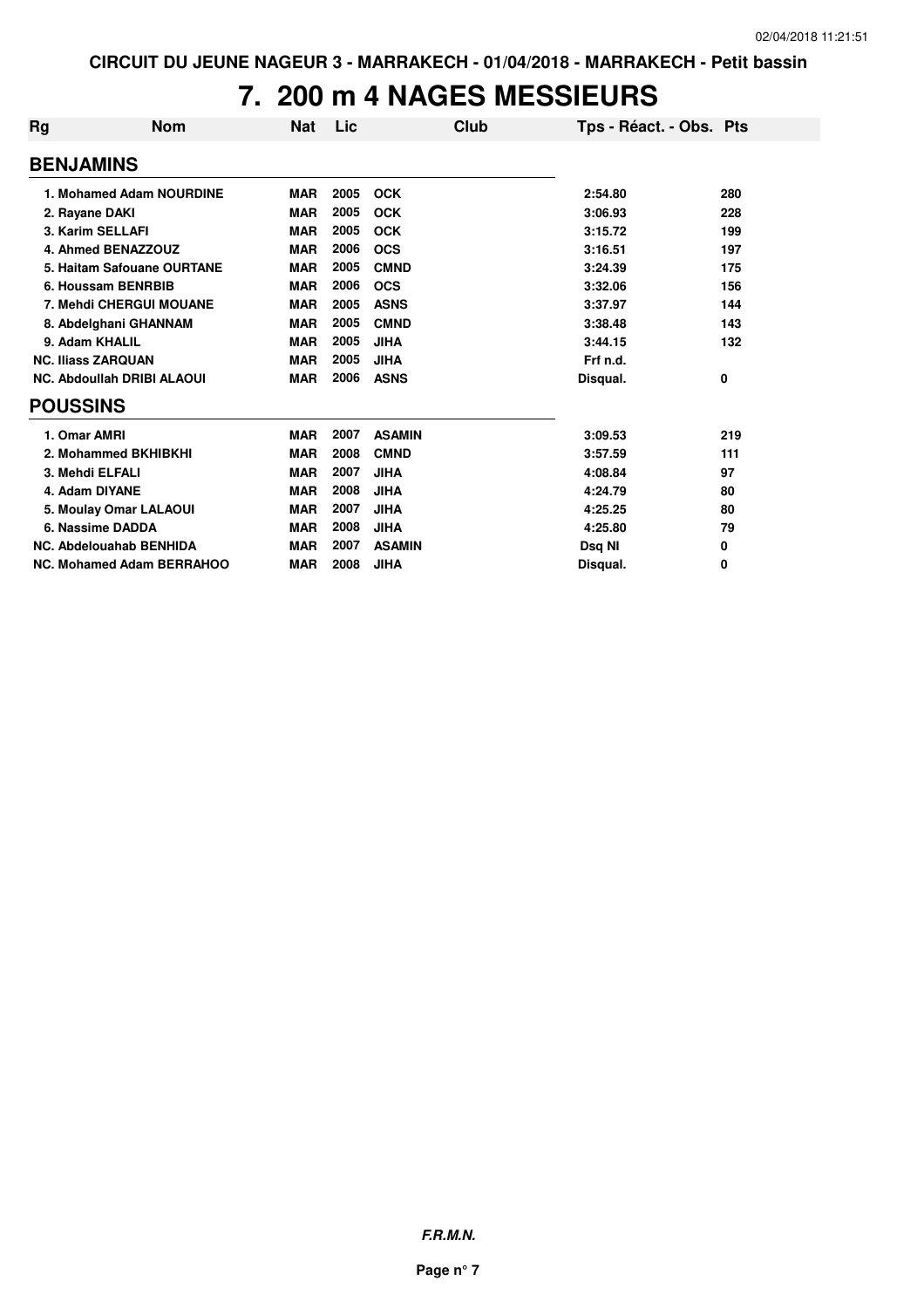# 7. 200 m 4 NAGES MESSIEURS

| Rg | Nom | Nat | Lic | Club | Tps - Réact. - Obs. | Pts |
|---|---|---|---|---|---|---|
| **BENJAMINS** | | | | | | |
| 1. | Mohamed Adam NOURDINE | MAR | 2005 | OCK | 2:54.80 | 280 |
| 2. | Rayane DAKI | MAR | 2005 | OCK | 3:06.93 | 228 |
| 3. | Karim SELLAFI | MAR | 2005 | OCK | 3:15.72 | 199 |
| 4. | Ahmed BENAZZOUZ | MAR | 2006 | OCS | 3:16.51 | 197 |
| 5. | Haitam Safouane OURTANE | MAR | 2005 | CMND | 3:24.39 | 175 |
| 6. | Houssam BENRBIB | MAR | 2006 | OCS | 3:32.06 | 156 |
| 7. | Mehdi CHERGUI MOUANE | MAR | 2005 | ASNS | 3:37.97 | 144 |
| 8. | Abdelghani GHANNAM | MAR | 2005 | CMND | 3:38.48 | 143 |
| 9. | Adam KHALIL | MAR | 2005 | JIHA | 3:44.15 | 132 |
| NC. | Iliass ZARQUAN | MAR | 2005 | JIHA | Frf n.d. | |
| NC. | Abdoullah DRIBI ALAOUI | MAR | 2006 | ASNS | Disqual. | 0 |
| **POUSSINS** | | | | | | |
| 1. | Omar AMRI | MAR | 2007 | ASAMIN | 3:09.53 | 219 |
| 2. | Mohammed BKHIBKHI | MAR | 2008 | CMND | 3:57.59 | 111 |
| 3. | Mehdi ELFALI | MAR | 2007 | JIHA | 4:08.84 | 97 |
| 4. | Adam DIYANE | MAR | 2008 | JIHA | 4:24.79 | 80 |
| 5. | Moulay Omar LALAOUI | MAR | 2007 | JIHA | 4:25.25 | 80 |
| 6. | Nassime DADDA | MAR | 2008 | JIHA | 4:25.80 | 79 |
| NC. | Abdelouahab BENHIDA | MAR | 2007 | ASAMIN | Dsq NI | 0 |
| NC. | Mohamed Adam BERRAHOO | MAR | 2008 | JIHA | Disqual. | 0 |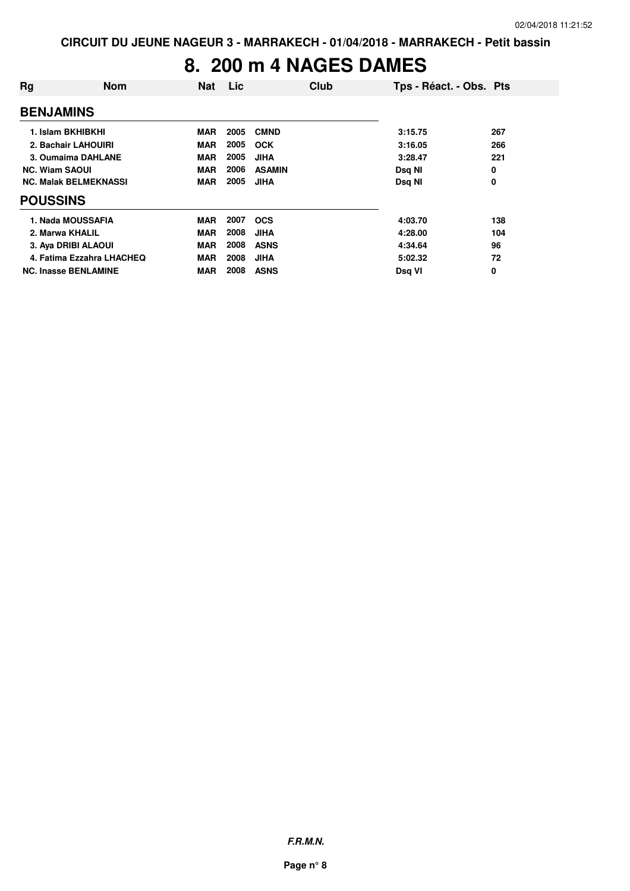# 8. 200 m 4 NAGES DAMES

| Rg | Nom | Nat | Lic | Club | Tps - Réact. - Obs. | Pts |
|---|---|---|---|---|---|---|
| **BENJAMINS** | | | | | | |
| 1. | Islam BKHIBKHI | MAR | 2005 | CMND | 3:15.75 | 267 |
| 2. | Bachair LAHOUIRI | MAR | 2005 | OCK | 3:16.05 | 266 |
| 3. | Oumaima DAHLANE | MAR | 2005 | JIHA | 3:28.47 | 221 |
| NC. | Wiam SAOUI | MAR | 2006 | ASAMIN | Dsq NI | 0 |
| NC. | Malak BELMEKNASSI | MAR | 2005 | JIHA | Dsq NI | 0 |
| **POUSSINS** | | | | | | |
| 1. | Nada MOUSSAFIA | MAR | 2007 | OCS | 4:03.70 | 138 |
| 2. | Marwa KHALIL | MAR | 2008 | JIHA | 4:28.00 | 104 |
| 3. | Aya DRIBI ALAOUI | MAR | 2008 | ASNS | 4:34.64 | 96 |
| 4. | Fatima Ezzahra LHACHEQ | MAR | 2008 | JIHA | 5:02.32 | 72 |
| NC. | Inasse BENLAMINE | MAR | 2008 | ASNS | Dsq VI | 0 |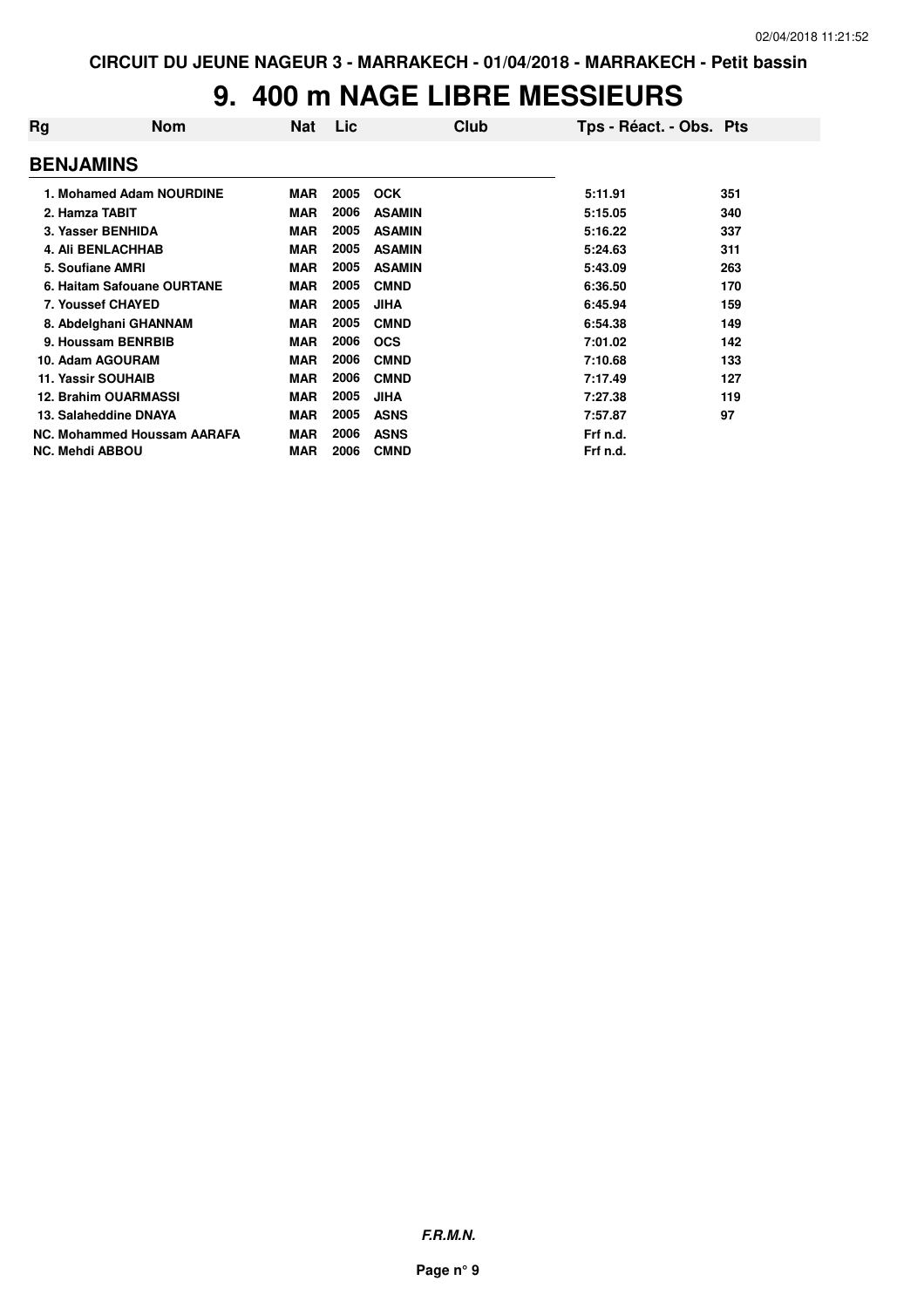# 9. 400 m NAGE LIBRE MESSIEURS

| Rg | Nom | Nat | Lic | Club | Tps - Réact. - Obs. | Pts |
|---|---|---|---|---|---|---|
| **BENJAMINS** | | | | | | |
| 1. | Mohamed Adam NOURDINE | MAR | 2005 | OCK | 5:11.91 | 351 |
| 2. | Hamza TABIT | MAR | 2006 | ASAMIN | 5:15.05 | 340 |
| 3. | Yasser BENHIDA | MAR | 2005 | ASAMIN | 5:16.22 | 337 |
| 4. | Ali BENLACHHAB | MAR | 2005 | ASAMIN | 5:24.63 | 311 |
| 5. | Soufiane AMRI | MAR | 2005 | ASAMIN | 5:43.09 | 263 |
| 6. | Haitam Safouane OURTANE | MAR | 2005 | CMND | 6:36.50 | 170 |
| 7. | Youssef CHAYED | MAR | 2005 | JIHA | 6:45.94 | 159 |
| 8. | Abdelghani GHANNAM | MAR | 2005 | CMND | 6:54.38 | 149 |
| 9. | Houssam BENRBIB | MAR | 2006 | OCS | 7:01.02 | 142 |
| 10. | Adam AGOURAM | MAR | 2006 | CMND | 7:10.68 | 133 |
| 11. | Yassir SOUHAIB | MAR | 2006 | CMND | 7:17.49 | 127 |
| 12. | Brahim OUARMASSI | MAR | 2005 | JIHA | 7:27.38 | 119 |
| 13. | Salaheddine DNAYA | MAR | 2005 | ASNS | 7:57.87 | 97 |
| NC. | Mohammed Houssam AARAFA | MAR | 2006 | ASNS | Frf n.d. | |
| NC. | Mehdi ABBOU | MAR | 2006 | CMND | Frf n.d. | |

***F.R.M.N.***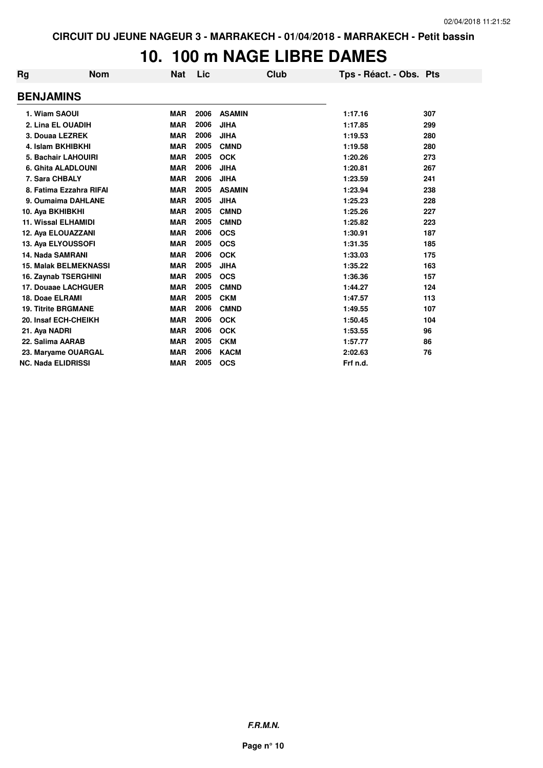# 10. 100 m NAGE LIBRE DAMES

| Rg | Nom | Nat | Lic | Club | Tps - Réact. - Obs. | Pts |
|---|---|---|---|---|---|---|
| **BENJAMINS** | | | | | | |
| 1. | Wiam SAOUI | MAR | 2006 | ASAMIN | 1:17.16 | 307 |
| 2. | Lina EL OUADIH | MAR | 2006 | JIHA | 1:17.85 | 299 |
| 3. | Douaa LEZREK | MAR | 2006 | JIHA | 1:19.53 | 280 |
| 4. | Islam BKHIBKHI | MAR | 2005 | CMND | 1:19.58 | 280 |
| 5. | Bachair LAHOUIRI | MAR | 2005 | OCK | 1:20.26 | 273 |
| 6. | Ghita ALADLOUNI | MAR | 2006 | JIHA | 1:20.81 | 267 |
| 7. | Sara CHBALY | MAR | 2006 | JIHA | 1:23.59 | 241 |
| 8. | Fatima Ezzahra RIFAI | MAR | 2005 | ASAMIN | 1:23.94 | 238 |
| 9. | Oumaima DAHLANE | MAR | 2005 | JIHA | 1:25.23 | 228 |
| 10. | Aya BKHIBKHI | MAR | 2005 | CMND | 1:25.26 | 227 |
| 11. | Wissal ELHAMIDI | MAR | 2005 | CMND | 1:25.82 | 223 |
| 12. | Aya ELOUAZZANI | MAR | 2006 | OCS | 1:30.91 | 187 |
| 13. | Aya ELYOUSSOFI | MAR | 2005 | OCS | 1:31.35 | 185 |
| 14. | Nada SAMRANI | MAR | 2006 | OCK | 1:33.03 | 175 |
| 15. | Malak BELMEKNASSI | MAR | 2005 | JIHA | 1:35.22 | 163 |
| 16. | Zaynab TSERGHINI | MAR | 2005 | OCS | 1:36.36 | 157 |
| 17. | Douaae LACHGUER | MAR | 2005 | CMND | 1:44.27 | 124 |
| 18. | Doae ELRAMI | MAR | 2005 | CKM | 1:47.57 | 113 |
| 19. | Titrite BRGMANE | MAR | 2006 | CMND | 1:49.55 | 107 |
| 20. | Insaf ECH-CHEIKH | MAR | 2006 | OCK | 1:50.45 | 104 |
| 21. | Aya NADRI | MAR | 2006 | OCK | 1:53.55 | 96 |
| 22. | Salima AARAB | MAR | 2005 | CKM | 1:57.77 | 86 |
| 23. | Maryame OUARGAL | MAR | 2006 | KACM | 2:02.63 | 76 |
| NC. | Nada ELIDRISSI | MAR | 2005 | OCS | Frf n.d. | |

**F.R.M.N.**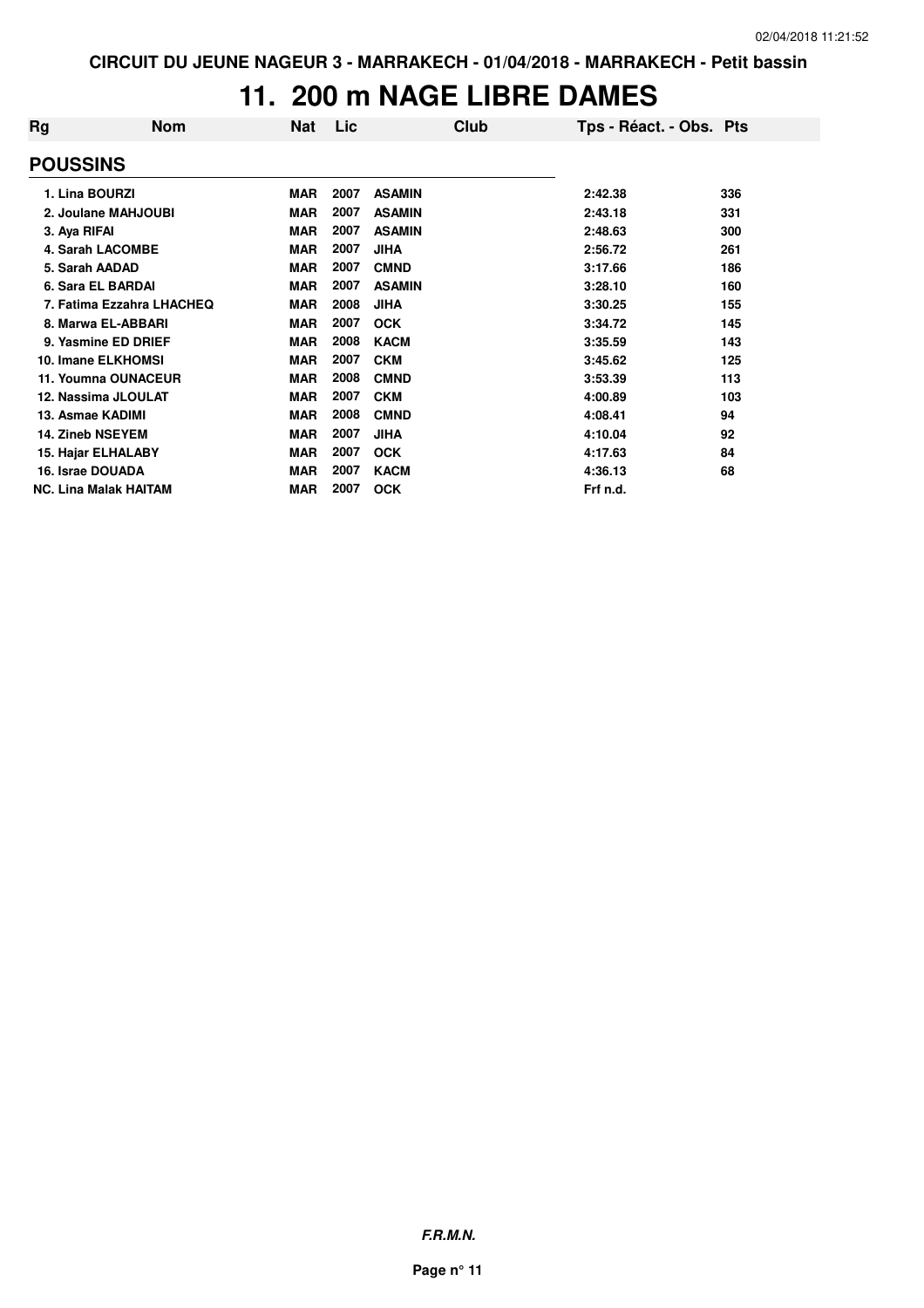# 11. 200 m NAGE LIBRE DAMES

| Rg | Nom | Nat | Lic | Club | Tps - Réact. - Obs. | Pts |
|---|---|---|---|---|---|---|
| **POUSSINS** | | | | | | |
| 1. | Lina BOURZI | MAR | 2007 | ASAMIN | 2:42.38 | 336 |
| 2. | Joulane MAHJOUBI | MAR | 2007 | ASAMIN | 2:43.18 | 331 |
| 3. | Aya RIFAI | MAR | 2007 | ASAMIN | 2:48.63 | 300 |
| 4. | Sarah LACOMBE | MAR | 2007 | JIHA | 2:56.72 | 261 |
| 5. | Sarah AADAD | MAR | 2007 | CMND | 3:17.66 | 186 |
| 6. | Sara EL BARDAI | MAR | 2007 | ASAMIN | 3:28.10 | 160 |
| 7. | Fatima Ezzahra LHACHEQ | MAR | 2008 | JIHA | 3:30.25 | 155 |
| 8. | Marwa EL-ABBARI | MAR | 2007 | OCK | 3:34.72 | 145 |
| 9. | Yasmine ED DRIEF | MAR | 2008 | KACM | 3:35.59 | 143 |
| 10. | Imane ELKHOMSI | MAR | 2007 | CKM | 3:45.62 | 125 |
| 11. | Youmna OUNACEUR | MAR | 2008 | CMND | 3:53.39 | 113 |
| 12. | Nassima JLOULAT | MAR | 2007 | CKM | 4:00.89 | 103 |
| 13. | Asmae KADIMI | MAR | 2008 | CMND | 4:08.41 | 94 |
| 14. | Zineb NSEYEM | MAR | 2007 | JIHA | 4:10.04 | 92 |
| 15. | Hajar ELHALABY | MAR | 2007 | OCK | 4:17.63 | 84 |
| 16. | Israe DOUADA | MAR | 2007 | KACM | 4:36.13 | 68 |
| NC. | Lina Malak HAITAM | MAR | 2007 | OCK | Frf n.d. | |

***F.R.M.N.***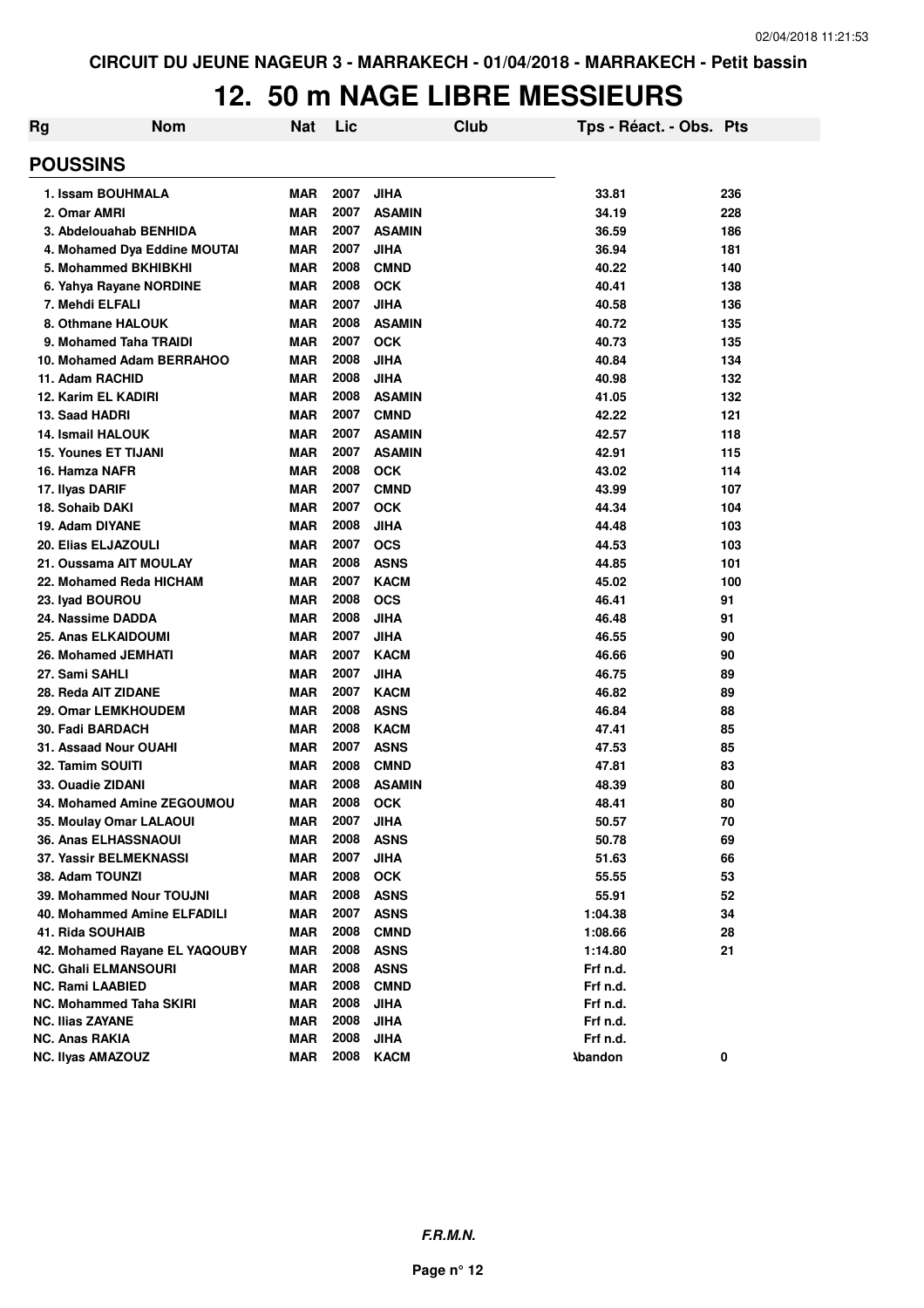CIRCUIT DU JEUNE NAGEUR 3 - MARRAKECH - 01/04/2018 - MARRAKECH - Petit bassin

# 12. 50 m NAGE LIBRE MESSIEURS

| Rg | Nom | Nat | Lic | Club | Tps - Réact. - Obs. | Pts |
|---|---|---|---|---|---|---|

## POUSSINS

| Rg | Nom | Nat | Lic | Club | Tps - Réact. - Obs. | Pts |
|---|---|---|---|---|---|---|
| 1. | Issam BOUHMALA | MAR | 2007 | JIHA | 33.81 | 236 |
| 2. | Omar AMRI | MAR | 2007 | ASAMIN | 34.19 | 228 |
| 3. | Abdelouahab BENHIDA | MAR | 2007 | ASAMIN | 36.59 | 186 |
| 4. | Mohamed Dya Eddine MOUTAI | MAR | 2007 | JIHA | 36.94 | 181 |
| 5. | Mohammed BKHIBKHI | MAR | 2008 | CMND | 40.22 | 140 |
| 6. | Yahya Rayane NORDINE | MAR | 2008 | OCK | 40.41 | 138 |
| 7. | Mehdi ELFALI | MAR | 2007 | JIHA | 40.58 | 136 |
| 8. | Othmane HALOUK | MAR | 2008 | ASAMIN | 40.72 | 135 |
| 9. | Mohamed Taha TRAIDI | MAR | 2007 | OCK | 40.73 | 135 |
| 10. | Mohamed Adam BERRAHOO | MAR | 2008 | JIHA | 40.84 | 134 |
| 11. | Adam RACHID | MAR | 2008 | JIHA | 40.98 | 132 |
| 12. | Karim EL KADIRI | MAR | 2008 | ASAMIN | 41.05 | 132 |
| 13. | Saad HADRI | MAR | 2007 | CMND | 42.22 | 121 |
| 14. | Ismail HALOUK | MAR | 2007 | ASAMIN | 42.57 | 118 |
| 15. | Younes ET TIJANI | MAR | 2007 | ASAMIN | 42.91 | 115 |
| 16. | Hamza NAFR | MAR | 2008 | OCK | 43.02 | 114 |
| 17. | Ilyas DARIF | MAR | 2007 | CMND | 43.99 | 107 |
| 18. | Sohaib DAKI | MAR | 2007 | OCK | 44.34 | 104 |
| 19. | Adam DIYANE | MAR | 2008 | JIHA | 44.48 | 103 |
| 20. | Elias ELJAZOULI | MAR | 2007 | OCS | 44.53 | 103 |
| 21. | Oussama AIT MOULAY | MAR | 2008 | ASNS | 44.85 | 101 |
| 22. | Mohamed Reda HICHAM | MAR | 2007 | KACM | 45.02 | 100 |
| 23. | Iyad BOUROU | MAR | 2008 | OCS | 46.41 | 91 |
| 24. | Nassime DADDA | MAR | 2008 | JIHA | 46.48 | 91 |
| 25. | Anas ELKAIDOUMI | MAR | 2007 | JIHA | 46.55 | 90 |
| 26. | Mohamed JEMHATI | MAR | 2007 | KACM | 46.66 | 90 |
| 27. | Sami SAHLI | MAR | 2007 | JIHA | 46.75 | 89 |
| 28. | Reda AIT ZIDANE | MAR | 2007 | KACM | 46.82 | 89 |
| 29. | Omar LEMKHOUDEM | MAR | 2008 | ASNS | 46.84 | 88 |
| 30. | Fadi BARDACH | MAR | 2008 | KACM | 47.41 | 85 |
| 31. | Assaad Nour OUAHI | MAR | 2007 | ASNS | 47.53 | 85 |
| 32. | Tamim SOUITI | MAR | 2008 | CMND | 47.81 | 83 |
| 33. | Ouadie ZIDANI | MAR | 2008 | ASAMIN | 48.39 | 80 |
| 34. | Mohamed Amine ZEGOUMOU | MAR | 2008 | OCK | 48.41 | 80 |
| 35. | Moulay Omar LALAOUI | MAR | 2007 | JIHA | 50.57 | 70 |
| 36. | Anas ELHASSNAOUI | MAR | 2008 | ASNS | 50.78 | 69 |
| 37. | Yassir BELMEKNASSI | MAR | 2007 | JIHA | 51.63 | 66 |
| 38. | Adam TOUNZI | MAR | 2008 | OCK | 55.55 | 53 |
| 39. | Mohammed Nour TOUJNI | MAR | 2008 | ASNS | 55.91 | 52 |
| 40. | Mohammed Amine ELFADILI | MAR | 2007 | ASNS | 1:04.38 | 34 |
| 41. | Rida SOUHAIB | MAR | 2008 | CMND | 1:08.66 | 28 |
| 42. | Mohamed Rayane EL YAQOUBY | MAR | 2008 | ASNS | 1:14.80 | 21 |
| NC. | Ghali ELMANSOURI | MAR | 2008 | ASNS | Frf n.d. | |
| NC. | Rami LAABIED | MAR | 2008 | CMND | Frf n.d. | |
| NC. | Mohammed Taha SKIRI | MAR | 2008 | JIHA | Frf n.d. | |
| NC. | Ilias ZAYANE | MAR | 2008 | JIHA | Frf n.d. | |
| NC. | Anas RAKIA | MAR | 2008 | JIHA | Frf n.d. | |
| NC. | Ilyas AMAZOUZ | MAR | 2008 | KACM | Abandon | 0 |

F.R.M.N.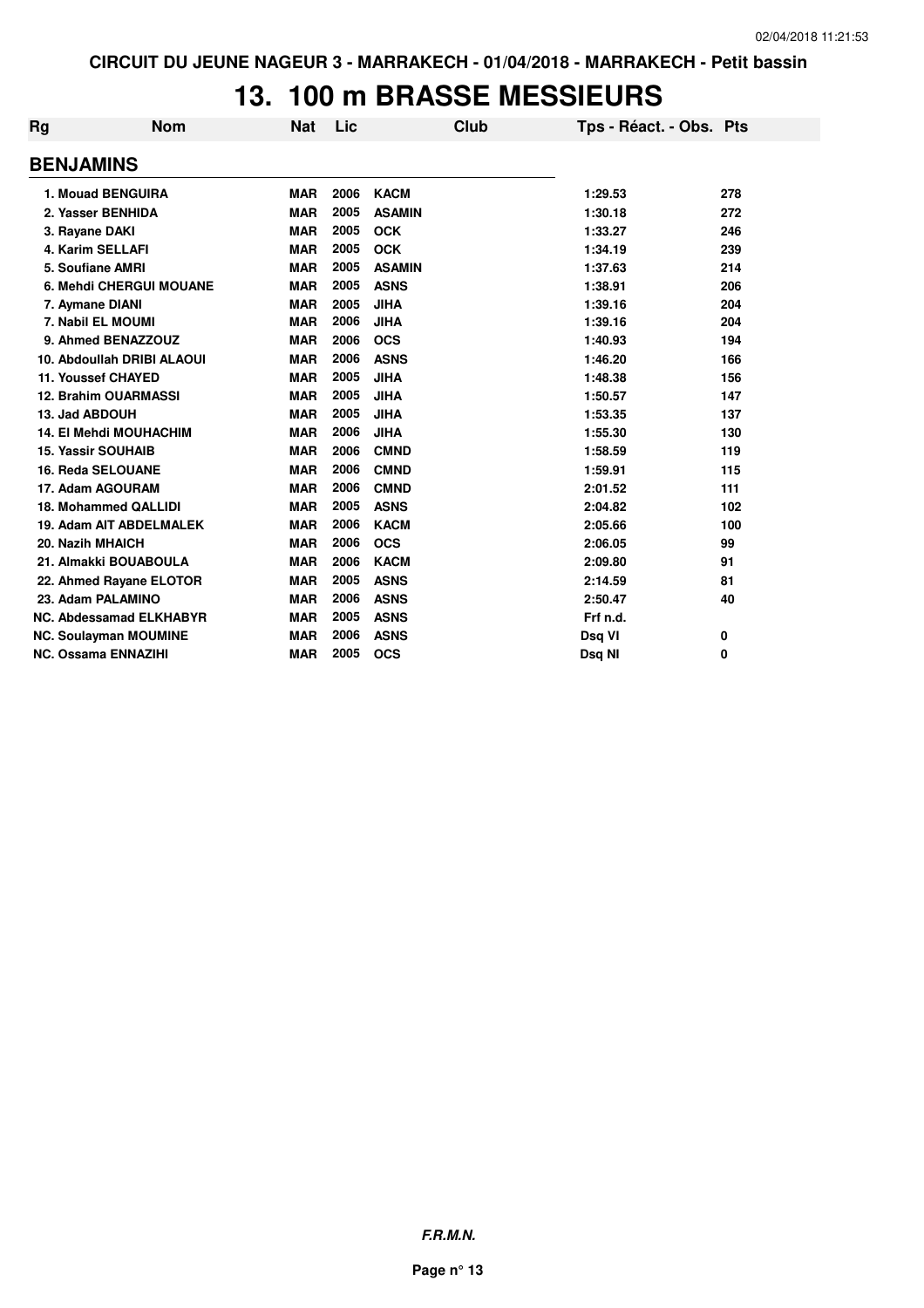# 13. 100 m BRASSE MESSIEURS

| Rg | Nom | Nat | Lic | Club | Tps - Réact. - Obs. | Pts |
|---|---|---|---|---|---|---|
| **BENJAMINS** | | | | | | |
| 1. | Mouad BENGUIRA | MAR | 2006 | KACM | 1:29.53 | 278 |
| 2. | Yasser BENHIDA | MAR | 2005 | ASAMIN | 1:30.18 | 272 |
| 3. | Rayane DAKI | MAR | 2005 | OCK | 1:33.27 | 246 |
| 4. | Karim SELLAFI | MAR | 2005 | OCK | 1:34.19 | 239 |
| 5. | Soufiane AMRI | MAR | 2005 | ASAMIN | 1:37.63 | 214 |
| 6. | Mehdi CHERGUI MOUANE | MAR | 2005 | ASNS | 1:38.91 | 206 |
| 7. | Aymane DIANI | MAR | 2005 | JIHA | 1:39.16 | 204 |
| 7. | Nabil EL MOUMI | MAR | 2006 | JIHA | 1:39.16 | 204 |
| 9. | Ahmed BENAZZOUZ | MAR | 2006 | OCS | 1:40.93 | 194 |
| 10. | Abdoullah DRIBI ALAOUI | MAR | 2006 | ASNS | 1:46.20 | 166 |
| 11. | Youssef CHAYED | MAR | 2005 | JIHA | 1:48.38 | 156 |
| 12. | Brahim OUARMASSI | MAR | 2005 | JIHA | 1:50.57 | 147 |
| 13. | Jad ABDOUH | MAR | 2005 | JIHA | 1:53.35 | 137 |
| 14. | El Mehdi MOUHACHIM | MAR | 2006 | JIHA | 1:55.30 | 130 |
| 15. | Yassir SOUHAIB | MAR | 2006 | CMND | 1:58.59 | 119 |
| 16. | Reda SELOUANE | MAR | 2006 | CMND | 1:59.91 | 115 |
| 17. | Adam AGOURAM | MAR | 2006 | CMND | 2:01.52 | 111 |
| 18. | Mohammed QALLIDI | MAR | 2005 | ASNS | 2:04.82 | 102 |
| 19. | Adam AIT ABDELMALEK | MAR | 2006 | KACM | 2:05.66 | 100 |
| 20. | Nazih MHAICH | MAR | 2006 | OCS | 2:06.05 | 99 |
| 21. | Almakki BOUABOULA | MAR | 2006 | KACM | 2:09.80 | 91 |
| 22. | Ahmed Rayane ELOTOR | MAR | 2005 | ASNS | 2:14.59 | 81 |
| 23. | Adam PALAMINO | MAR | 2006 | ASNS | 2:50.47 | 40 |
| NC. | Abdessamad ELKHABYR | MAR | 2005 | ASNS | Frf n.d. | |
| NC. | Soulayman MOUMINE | MAR | 2006 | ASNS | Dsq VI | 0 |
| NC. | Ossama ENNAZIHI | MAR | 2005 | OCS | Dsq NI | 0 |

***F.R.M.N.***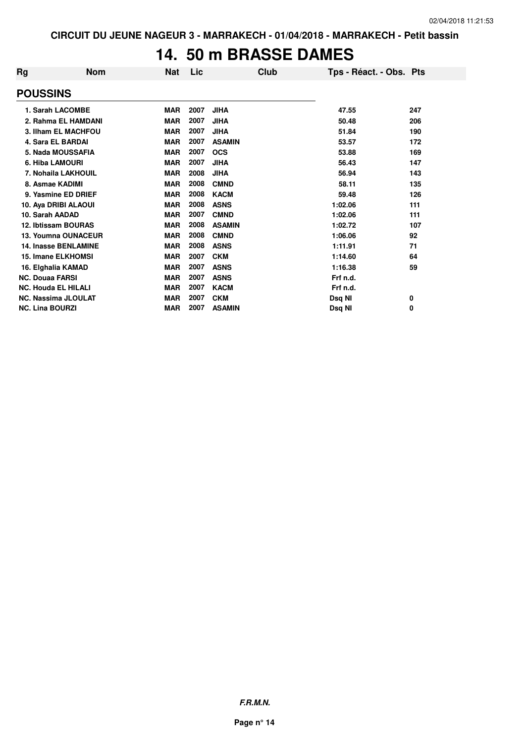CIRCUIT DU JEUNE NAGEUR 3 - MARRAKECH - 01/04/2018 - MARRAKECH - Petit bassin

# 14. 50 m BRASSE DAMES

| Rg | Nom | Nat | Lic | Club | Tps - Réact. - Obs. | Pts |
|---|---|---|---|---|---|---|
| **POUSSINS** | | | | | | |
| 1. | Sarah LACOMBE | MAR | 2007 | JIHA | 47.55 | 247 |
| 2. | Rahma EL HAMDANI | MAR | 2007 | JIHA | 50.48 | 206 |
| 3. | Ilham EL MACHFOU | MAR | 2007 | JIHA | 51.84 | 190 |
| 4. | Sara EL BARDAI | MAR | 2007 | ASAMIN | 53.57 | 172 |
| 5. | Nada MOUSSAFIA | MAR | 2007 | OCS | 53.88 | 169 |
| 6. | Hiba LAMOURI | MAR | 2007 | JIHA | 56.43 | 147 |
| 7. | Nohaila LAKHOUIL | MAR | 2008 | JIHA | 56.94 | 143 |
| 8. | Asmae KADIMI | MAR | 2008 | CMND | 58.11 | 135 |
| 9. | Yasmine ED DRIEF | MAR | 2008 | KACM | 59.48 | 126 |
| 10. | Aya DRIBI ALAOUI | MAR | 2008 | ASNS | 1:02.06 | 111 |
| 10. | Sarah AADAD | MAR | 2007 | CMND | 1:02.06 | 111 |
| 12. | Ibtissam BOURAS | MAR | 2008 | ASAMIN | 1:02.72 | 107 |
| 13. | Youmna OUNACEUR | MAR | 2008 | CMND | 1:06.06 | 92 |
| 14. | Inasse BENLAMINE | MAR | 2008 | ASNS | 1:11.91 | 71 |
| 15. | Imane ELKHOMSI | MAR | 2007 | CKM | 1:14.60 | 64 |
| 16. | Elghalia KAMAD | MAR | 2007 | ASNS | 1:16.38 | 59 |
| NC. | Douaa FARSI | MAR | 2007 | ASNS | Frf n.d. | |
| NC. | Houda EL HILALI | MAR | 2007 | KACM | Frf n.d. | |
| NC. | Nassima JLOULAT | MAR | 2007 | CKM | Dsq NI | 0 |
| NC. | Lina BOURZI | MAR | 2007 | ASAMIN | Dsq NI | 0 |

*F.R.M.N.*